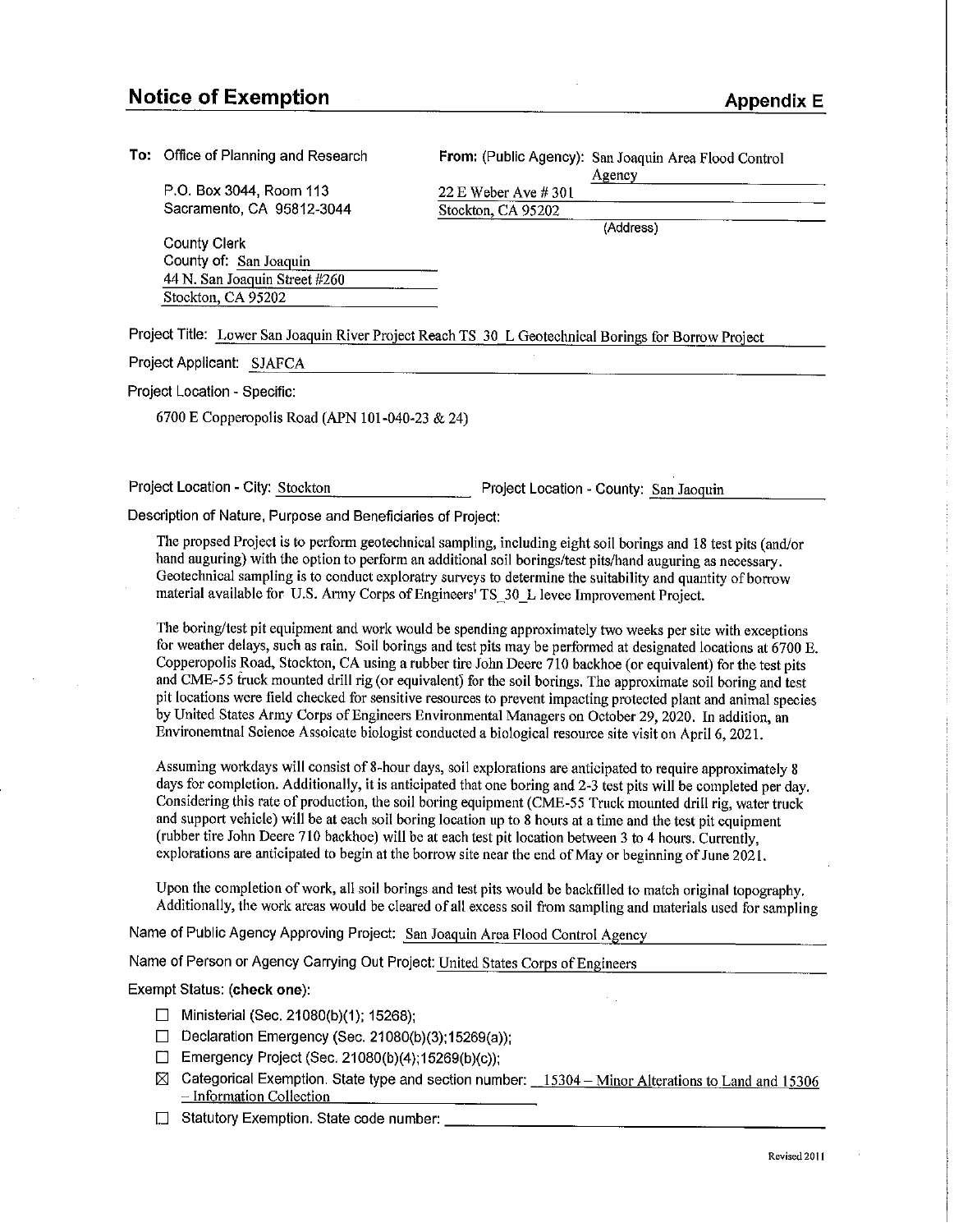# Notice of Exemption

**Appendix E**

**To:** Office of Planning and Research
P.O. Box 3044, Room 113
Sacramento, CA 95812-3044

County Clerk
County of: San Joaquin
44 N. San Joaquin Street #260
Stockton, CA 95202

**From:** (Public Agency): San Joaquin Area Flood Control Agency
22 E Weber Ave # 301
Stockton, CA 95202
(Address)

Project Title: Lower San Joaquin River Project Reach TS_30_L Geotechnical Borings for Borrow Project

Project Applicant: SJAFCA

Project Location - Specific:

6700 E Copperopolis Road (APN 101-040-23 & 24)

Project Location - City: Stockton

Project Location - County: San Jaoquin

Description of Nature, Purpose and Beneficiaries of Project:

The propsed Project is to perform geotechnical sampling, including eight soil borings and 18 test pits (and/or hand auguring) with the option to perform an additional soil borings/test pits/hand auguring as necessary. Geotechnical sampling is to conduct exploratry surveys to determine the suitability and quantity of borrow material available for U.S. Army Corps of Engineers' TS_30_L levee Improvement Project.

The boring/test pit equipment and work would be spending approximately two weeks per site with exceptions for weather delays, such as rain. Soil borings and test pits may be performed at designated locations at 6700 E. Copperopolis Road, Stockton, CA using a rubber tire John Deere 710 backhoe (or equivalent) for the test pits and CME-55 truck mounted drill rig (or equivalent) for the soil borings. The approximate soil boring and test pit locations were field checked for sensitive resources to prevent impacting protected plant and animal species by United States Army Corps of Engineers Environmental Managers on October 29, 2020. In addition, an Environemtnal Science Assoicate biologist conducted a biological resource site visit on April 6, 2021.

Assuming workdays will consist of 8-hour days, soil explorations are anticipated to require approximately 8 days for completion. Additionally, it is anticipated that one boring and 2-3 test pits will be completed per day. Considering this rate of production, the soil boring equipment (CME-55 Truck mounted drill rig, water truck and support vehicle) will be at each soil boring location up to 8 hours at a time and the test pit equipment (rubber tire John Deere 710 backhoe) will be at each test pit location between 3 to 4 hours. Currently, explorations are anticipated to begin at the borrow site near the end of May or beginning of June 2021.

Upon the completion of work, all soil borings and test pits would be backfilled to match original topography. Additionally, the work areas would be cleared of all excess soil from sampling and materials used for sampling

Name of Public Agency Approving Project: San Joaquin Area Flood Control Agency

Name of Person or Agency Carrying Out Project: United States Corps of Engineers

Exempt Status: **(check one)**:

- ☐ Ministerial (Sec. 21080(b)(1); 15268);
- ☐ Declaration Emergency (Sec. 21080(b)(3);15269(a));
- ☐ Emergency Project (Sec. 21080(b)(4);15269(b)(c));
- ☒ Categorical Exemption. State type and section number: 15304 – Minor Alterations to Land and 15306 – Information Collection
- ☐ Statutory Exemption. State code number: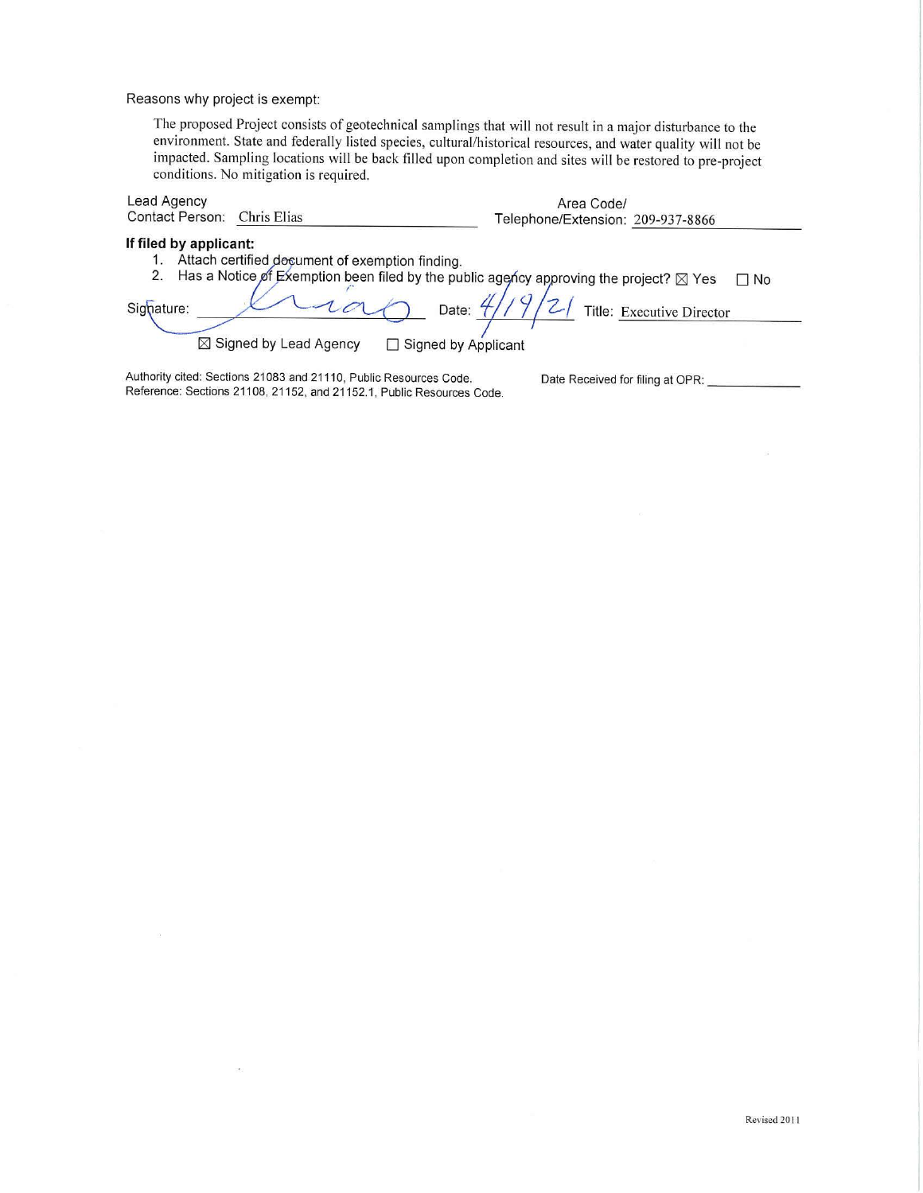Reasons why project is exempt:

The proposed Project consists of geotechnical samplings that will not result in a major disturbance to the environment. State and federally listed species, cultural/historical resources, and water quality will not be impacted. Sampling locations will be back filled upon completion and sites will be restored to pre-project conditions. No mitigation is required.

Lead Agency
Contact Person: Chris Elias

Area Code/
Telephone/Extension: 209-937-8866

**If filed by applicant:**

1. Attach certified document of exemption finding.
2. Has a Notice of Exemption been filed by the public agency approving the project? ☒ Yes ☐ No

Signature: Chris Elias Date: 4/19/21 Title: Executive Director

☒ Signed by Lead Agency ☐ Signed by Applicant

Authority cited: Sections 21083 and 21110, Public Resources Code.
Reference: Sections 21108, 21152, and 21152.1, Public Resources Code.

Date Received for filing at OPR: ______

Revised 2011